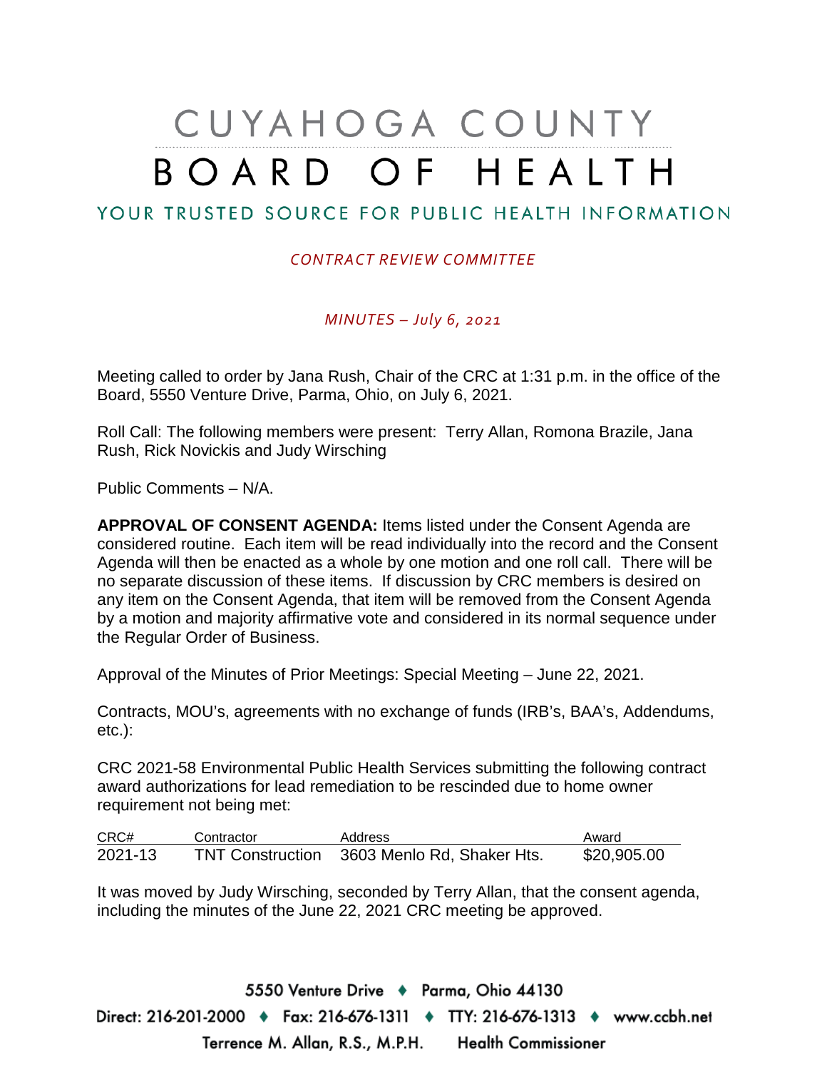# CUYAHOGA COUNTY BOARD OF HEALTH

YOUR TRUSTED SOURCE FOR PUBLIC HEALTH INFORMATION

*CONTRACT REVIEW COMMITTEE*

*MINUTES – July 6, 2021*

Meeting called to order by Jana Rush, Chair of the CRC at 1:31 p.m. in the office of the Board, 5550 Venture Drive, Parma, Ohio, on July 6, 2021.

Roll Call: The following members were present: Terry Allan, Romona Brazile, Jana Rush, Rick Novickis and Judy Wirsching

Public Comments – N/A.

**APPROVAL OF CONSENT AGENDA:** Items listed under the Consent Agenda are considered routine. Each item will be read individually into the record and the Consent Agenda will then be enacted as a whole by one motion and one roll call. There will be no separate discussion of these items. If discussion by CRC members is desired on any item on the Consent Agenda, that item will be removed from the Consent Agenda by a motion and majority affirmative vote and considered in its normal sequence under the Regular Order of Business.

Approval of the Minutes of Prior Meetings: Special Meeting – June 22, 2021.

Contracts, MOU's, agreements with no exchange of funds (IRB's, BAA's, Addendums, etc.):

CRC 2021-58 Environmental Public Health Services submitting the following contract award authorizations for lead remediation to be rescinded due to home owner requirement not being met:

| CRC# | Contractor | Address | Award |
|---|---|---|---|
| 2021-13 | TNT Construction | 3603 Menlo Rd, Shaker Hts. | $20,905.00 |

It was moved by Judy Wirsching, seconded by Terry Allan, that the consent agenda, including the minutes of the June 22, 2021 CRC meeting be approved.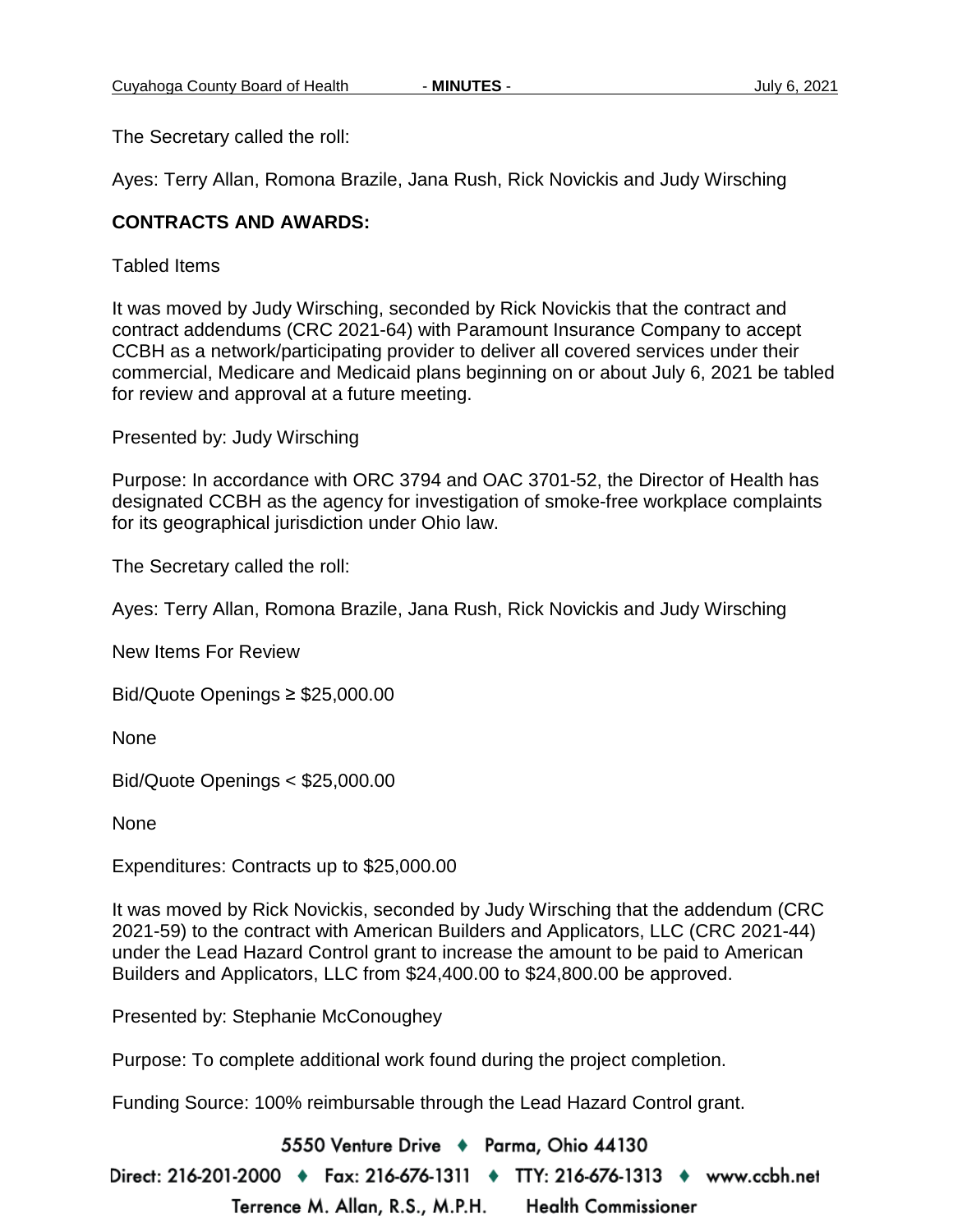The Secretary called the roll:

Ayes: Terry Allan, Romona Brazile, Jana Rush, Rick Novickis and Judy Wirsching

**CONTRACTS AND AWARDS:**

Tabled Items

It was moved by Judy Wirsching, seconded by Rick Novickis that the contract and contract addendums (CRC 2021-64) with Paramount Insurance Company to accept CCBH as a network/participating provider to deliver all covered services under their commercial, Medicare and Medicaid plans beginning on or about July 6, 2021 be tabled for review and approval at a future meeting.

Presented by: Judy Wirsching

Purpose: In accordance with ORC 3794 and OAC 3701-52, the Director of Health has designated CCBH as the agency for investigation of smoke-free workplace complaints for its geographical jurisdiction under Ohio law.

The Secretary called the roll:

Ayes: Terry Allan, Romona Brazile, Jana Rush, Rick Novickis and Judy Wirsching

New Items For Review

Bid/Quote Openings ≥ $25,000.00

None

Bid/Quote Openings < $25,000.00

None

Expenditures: Contracts up to $25,000.00

It was moved by Rick Novickis, seconded by Judy Wirsching that the addendum (CRC 2021-59) to the contract with American Builders and Applicators, LLC (CRC 2021-44) under the Lead Hazard Control grant to increase the amount to be paid to American Builders and Applicators, LLC from $24,400.00 to $24,800.00 be approved.

Presented by: Stephanie McConoughey

Purpose: To complete additional work found during the project completion.

Funding Source: 100% reimbursable through the Lead Hazard Control grant.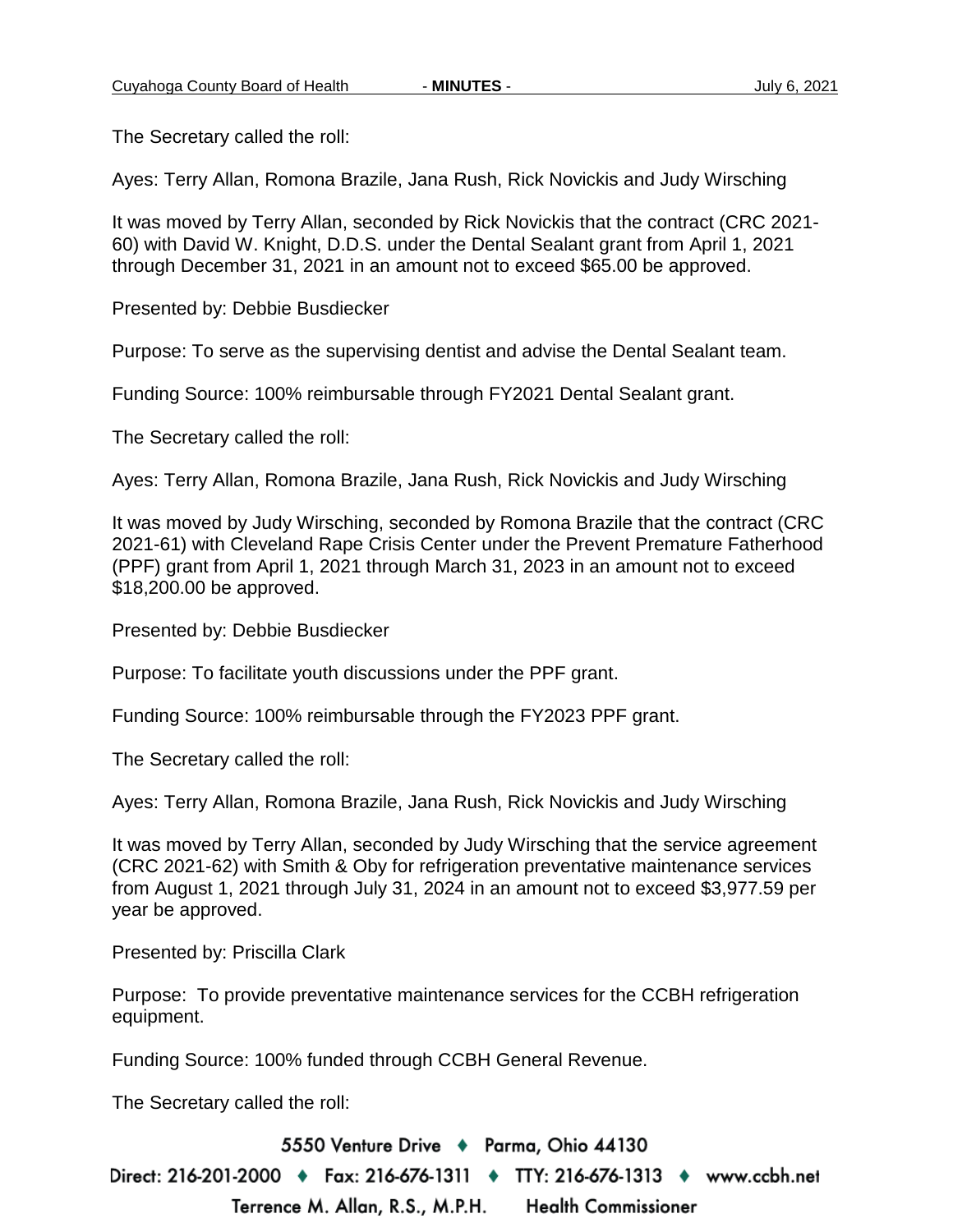The Secretary called the roll:

Ayes: Terry Allan, Romona Brazile, Jana Rush, Rick Novickis and Judy Wirsching

It was moved by Terry Allan, seconded by Rick Novickis that the contract (CRC 2021-60) with David W. Knight, D.D.S. under the Dental Sealant grant from April 1, 2021 through December 31, 2021 in an amount not to exceed $65.00 be approved.

Presented by: Debbie Busdiecker

Purpose: To serve as the supervising dentist and advise the Dental Sealant team.

Funding Source: 100% reimbursable through FY2021 Dental Sealant grant.

The Secretary called the roll:

Ayes: Terry Allan, Romona Brazile, Jana Rush, Rick Novickis and Judy Wirsching

It was moved by Judy Wirsching, seconded by Romona Brazile that the contract (CRC 2021-61) with Cleveland Rape Crisis Center under the Prevent Premature Fatherhood (PPF) grant from April 1, 2021 through March 31, 2023 in an amount not to exceed $18,200.00 be approved.

Presented by: Debbie Busdiecker

Purpose: To facilitate youth discussions under the PPF grant.

Funding Source: 100% reimbursable through the FY2023 PPF grant.

The Secretary called the roll:

Ayes: Terry Allan, Romona Brazile, Jana Rush, Rick Novickis and Judy Wirsching

It was moved by Terry Allan, seconded by Judy Wirsching that the service agreement (CRC 2021-62) with Smith & Oby for refrigeration preventative maintenance services from August 1, 2021 through July 31, 2024 in an amount not to exceed $3,977.59 per year be approved.

Presented by: Priscilla Clark

Purpose: To provide preventative maintenance services for the CCBH refrigeration equipment.

Funding Source: 100% funded through CCBH General Revenue.

The Secretary called the roll: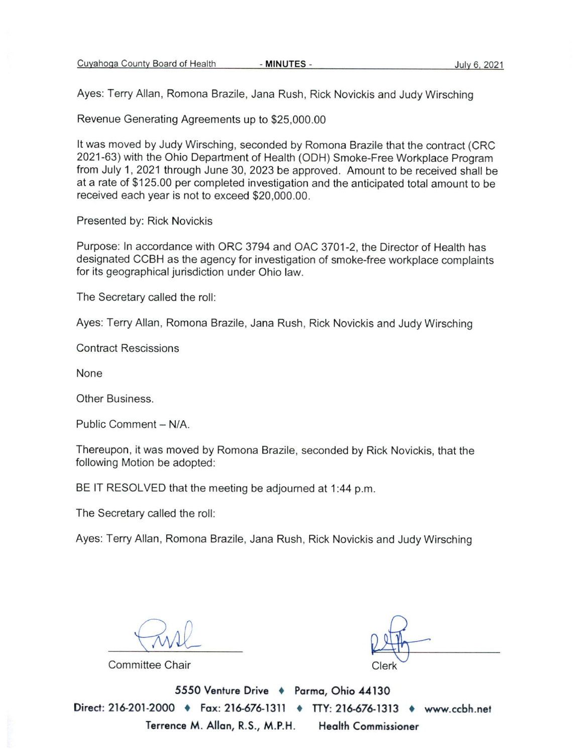Ayes: Terry Allan, Romona Brazile, Jana Rush, Rick Novickis and Judy Wirsching

Revenue Generating Agreements up to $25,000.00

It was moved by Judy Wirsching, seconded by Romona Brazile that the contract (CRC 2021-63) with the Ohio Department of Health (ODH) Smoke-Free Workplace Program from July 1, 2021 through June 30, 2023 be approved. Amount to be received shall be at a rate of $125.00 per completed investigation and the anticipated total amount to be received each year is not to exceed $20,000.00.

Presented by: Rick Novickis

Purpose: In accordance with ORC 3794 and OAC 3701-2, the Director of Health has designated CCBH as the agency for investigation of smoke-free workplace complaints for its geographical jurisdiction under Ohio law.

The Secretary called the roll:

Ayes: Terry Allan, Romona Brazile, Jana Rush, Rick Novickis and Judy Wirsching

Contract Rescissions

None

Other Business.

Public Comment – N/A.

Thereupon, it was moved by Romona Brazile, seconded by Rick Novickis, that the following Motion be adopted:

BE IT RESOLVED that the meeting be adjourned at 1:44 p.m.

The Secretary called the roll:

Ayes: Terry Allan, Romona Brazile, Jana Rush, Rick Novickis and Judy Wirsching

Committee Chair

Clerk